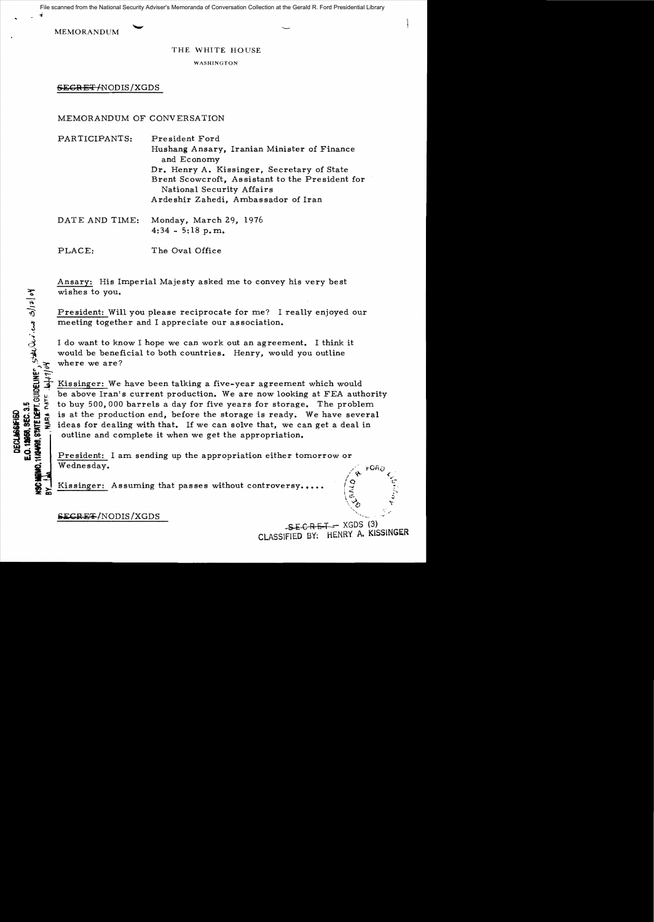File scanned from the National Security Adviser's Memoranda of Conversation Collection at the Gerald R. Ford Presidential Library

MEMORANDUM

THE WHITE HOUSE

WASHINGTON

~~SECRET~~/NODIS/XGDS

MEMORANDUM OF CONVERSATION

PARTICIPANTS: President Ford
Hushang Ansary, Iranian Minister of Finance and Economy
Dr. Henry A. Kissinger, Secretary of State
Brent Scowcroft, Assistant to the President for National Security Affairs
Ardeshir Zahedi, Ambassador of Iran

DATE AND TIME: Monday, March 29, 1976
4:34 - 5:18 p.m.

PLACE: The Oval Office

DECLASSIFIED
E.O. 12958, SEC. 3.5
NSC MEMO, 11/24/98, STATE DEPT. GUIDELINES, State Dept. 3/12/04
BY ___ NARA DATE 6/7/04

Ansary: His Imperial Majesty asked me to convey his very best wishes to you.

President: Will you please reciprocate for me? I really enjoyed our meeting together and I appreciate our association.

I do want to know I hope we can work out an agreement. I think it would be beneficial to both countries. Henry, would you outline where we are?

Kissinger: We have been talking a five-year agreement which would be above Iran's current production. We are now looking at FEA authority to buy 500,000 barrels a day for five years for storage. The problem is at the production end, before the storage is ready. We have several ideas for dealing with that. If we can solve that, we can get a deal in outline and complete it when we get the appropriation.

President: I am sending up the appropriation either tomorrow or Wednesday.

Kissinger: Assuming that passes without controversy.....

~~SECRET~~/NODIS/XGDS

~~SECRET~~ - XGDS (3)
CLASSIFIED BY: HENRY A. KISSINGER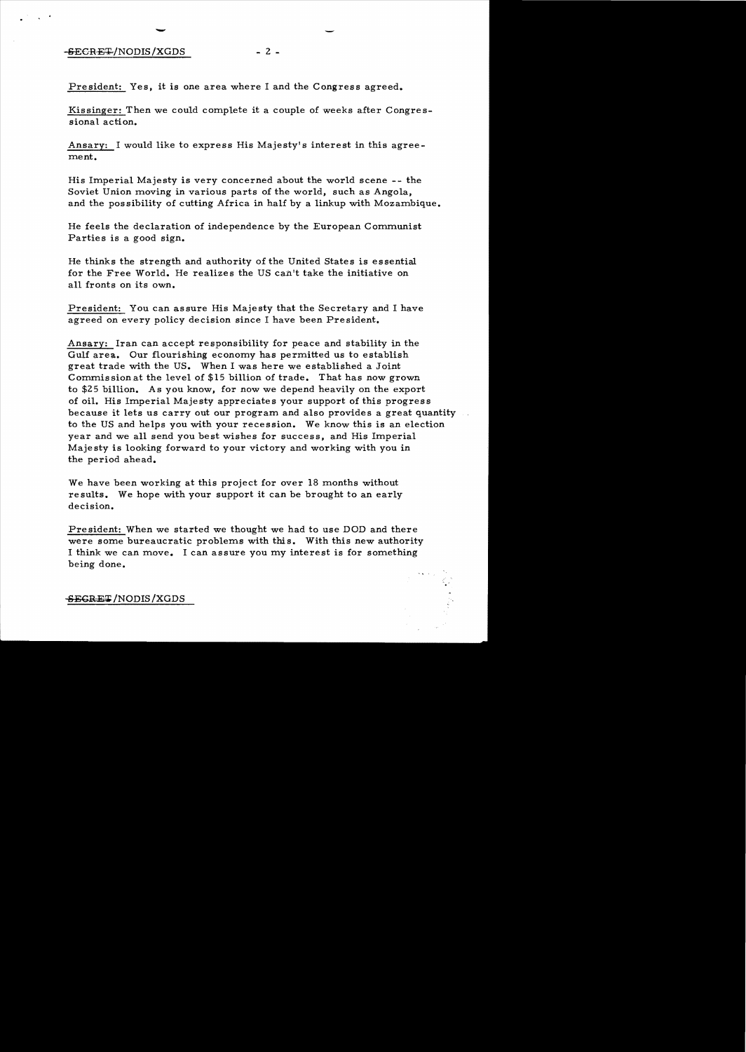President: Yes, it is one area where I and the Congress agreed.

Kissinger: Then we could complete it a couple of weeks after Congressional action.

Ansary: I would like to express His Majesty's interest in this agreement.

His Imperial Majesty is very concerned about the world scene -- the Soviet Union moving in various parts of the world, such as Angola, and the possibility of cutting Africa in half by a linkup with Mozambique.

He feels the declaration of independence by the European Communist Parties is a good sign.

He thinks the strength and authority of the United States is essential for the Free World. He realizes the US can't take the initiative on all fronts on its own.

President: You can assure His Majesty that the Secretary and I have agreed on every policy decision since I have been President.

Ansary: Iran can accept responsibility for peace and stability in the Gulf area. Our flourishing economy has permitted us to establish great trade with the US. When I was here we established a Joint Commission at the level of $15 billion of trade. That has now grown to $25 billion. As you know, for now we depend heavily on the export of oil. His Imperial Majesty appreciates your support of this progress because it lets us carry out our program and also provides a great quantity to the US and helps you with your recession. We know this is an election year and we all send you best wishes for success, and His Imperial Majesty is looking forward to your victory and working with you in the period ahead.

We have been working at this project for over 18 months without results. We hope with your support it can be brought to an early decision.

President: When we started we thought we had to use DOD and there were some bureaucratic problems with this. With this new authority I think we can move. I can assure you my interest is for something being done.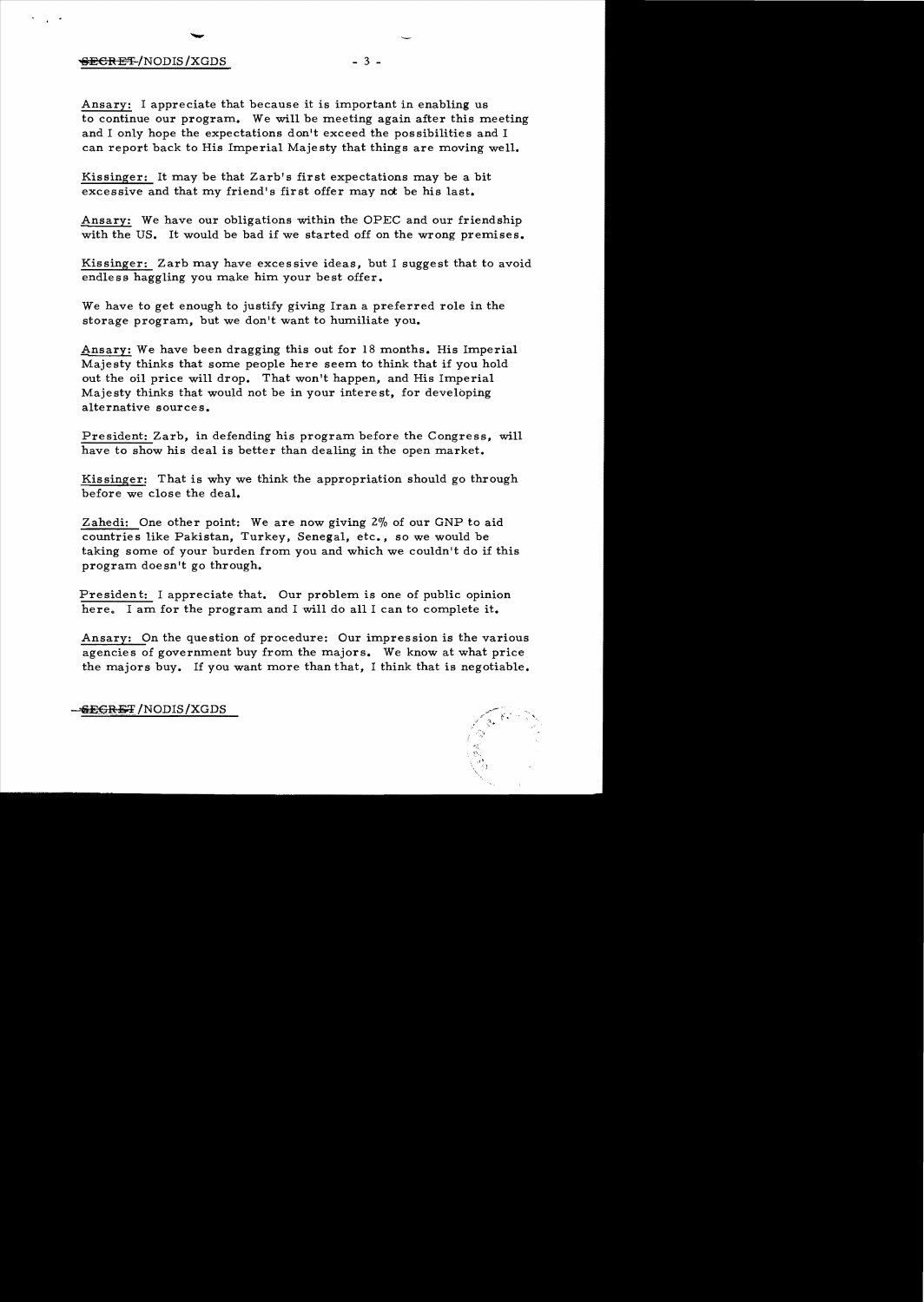Ansary: I appreciate that because it is important in enabling us to continue our program. We will be meeting again after this meeting and I only hope the expectations don't exceed the possibilities and I can report back to His Imperial Majesty that things are moving well.

Kissinger: It may be that Zarb's first expectations may be a bit excessive and that my friend's first offer may not be his last.

Ansary: We have our obligations within the OPEC and our friendship with the US. It would be bad if we started off on the wrong premises.

Kissinger: Zarb may have excessive ideas, but I suggest that to avoid endless haggling you make him your best offer.

We have to get enough to justify giving Iran a preferred role in the storage program, but we don't want to humiliate you.

Ansary: We have been dragging this out for 18 months. His Imperial Majesty thinks that some people here seem to think that if you hold out the oil price will drop. That won't happen, and His Imperial Majesty thinks that would not be in your interest, for developing alternative sources.

President: Zarb, in defending his program before the Congress, will have to show his deal is better than dealing in the open market.

Kissinger: That is why we think the appropriation should go through before we close the deal.

Zahedi: One other point: We are now giving 2% of our GNP to aid countries like Pakistan, Turkey, Senegal, etc., so we would be taking some of your burden from you and which we couldn't do if this program doesn't go through.

President: I appreciate that. Our problem is one of public opinion here. I am for the program and I will do all I can to complete it.

Ansary: On the question of procedure: Our impression is the various agencies of government buy from the majors. We know at what price the majors buy. If you want more than that, I think that is negotiable.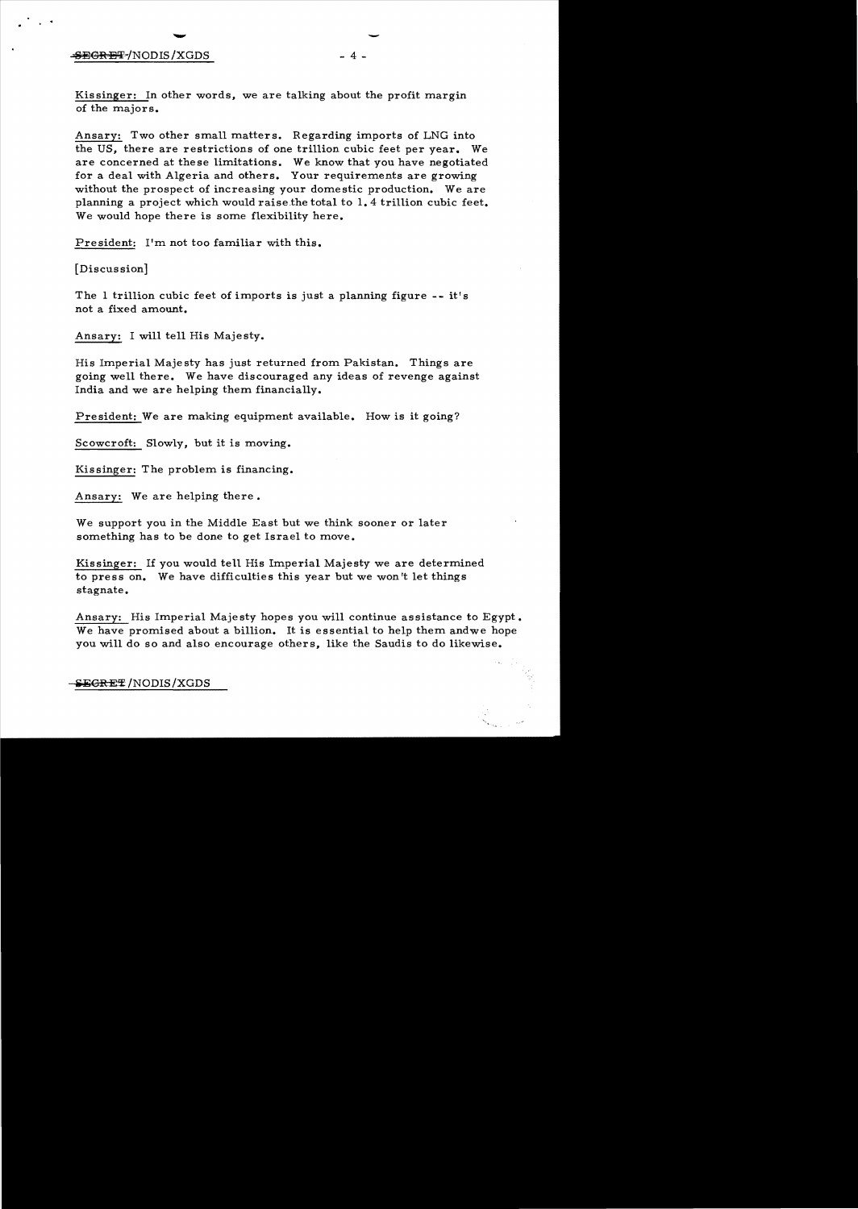Kissinger: In other words, we are talking about the profit margin of the majors.

Ansary: Two other small matters. Regarding imports of LNG into the US, there are restrictions of one trillion cubic feet per year. We are concerned at these limitations. We know that you have negotiated for a deal with Algeria and others. Your requirements are growing without the prospect of increasing your domestic production. We are planning a project which would raise the total to 1.4 trillion cubic feet. We would hope there is some flexibility here.

President: I'm not too familiar with this.

[Discussion]

The 1 trillion cubic feet of imports is just a planning figure -- it's not a fixed amount.

Ansary: I will tell His Majesty.

His Imperial Majesty has just returned from Pakistan. Things are going well there. We have discouraged any ideas of revenge against India and we are helping them financially.

President: We are making equipment available. How is it going?

Scowcroft: Slowly, but it is moving.

Kissinger: The problem is financing.

Ansary: We are helping there.

We support you in the Middle East but we think sooner or later something has to be done to get Israel to move.

Kissinger: If you would tell His Imperial Majesty we are determined to press on. We have difficulties this year but we won't let things stagnate.

Ansary: His Imperial Majesty hopes you will continue assistance to Egypt. We have promised about a billion. It is essential to help them andwe hope you will do so and also encourage others, like the Saudis to do likewise.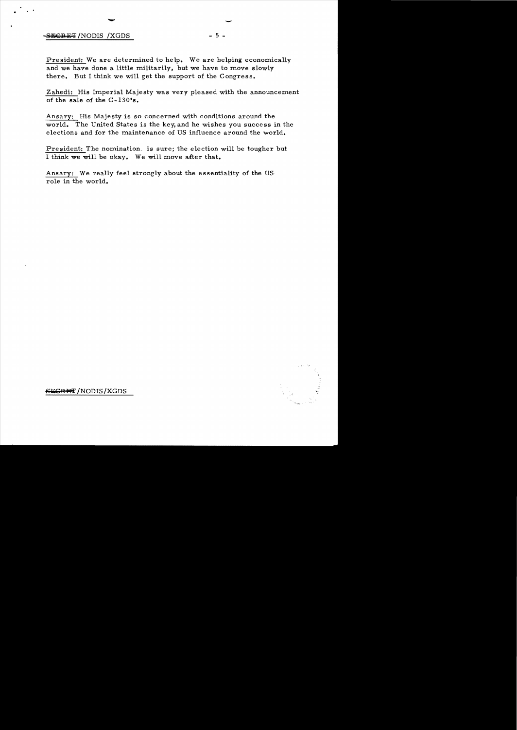President: We are determined to help. We are helping economically and we have done a little militarily, but we have to move slowly there. But I think we will get the support of the Congress.

Zahedi: His Imperial Majesty was very pleased with the announcement of the sale of the C-130's.

Ansary: His Majesty is so concerned with conditions around the world. The United States is the key, and he wishes you success in the elections and for the maintenance of US influence around the world.

President: The nomination is sure; the election will be tougher but I think we will be okay. We will move after that.

Ansary: We really feel strongly about the essentiality of the US role in the world.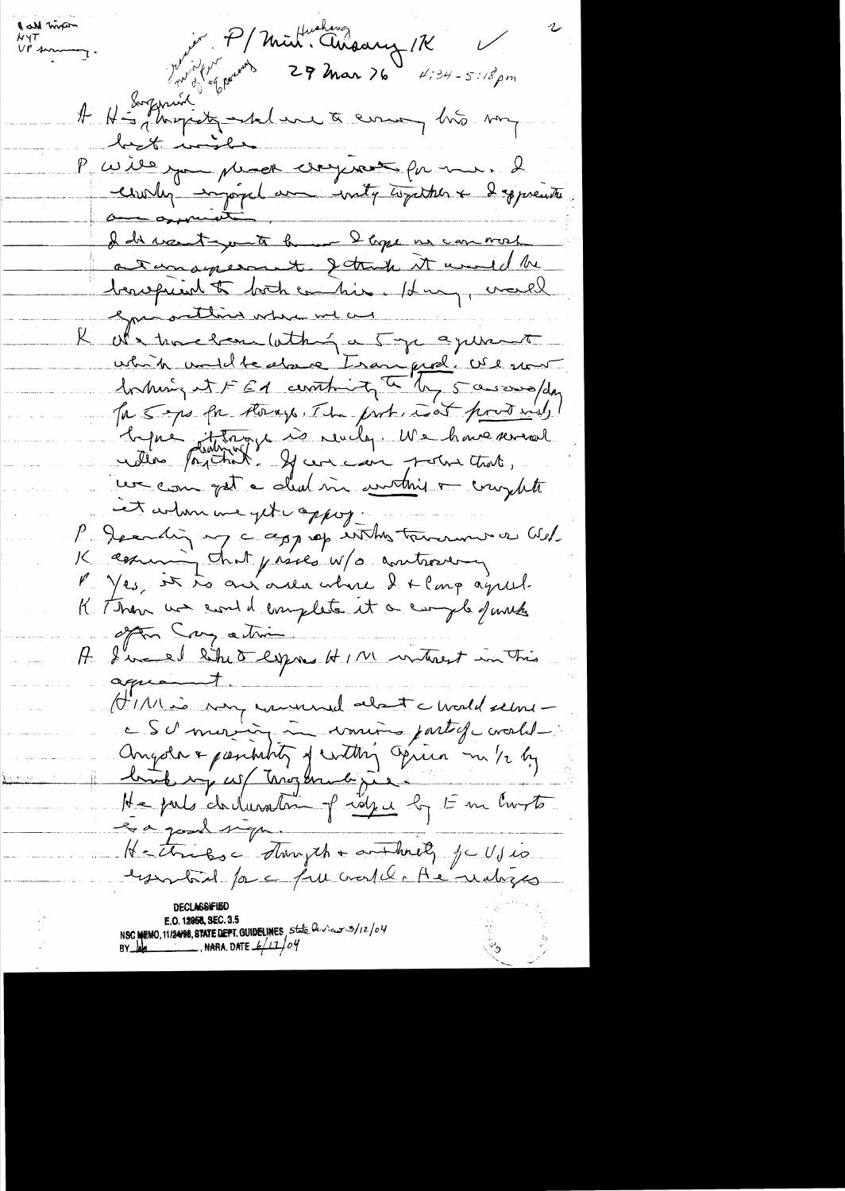Call Times
NYT
VP Summary.

Pres/Min. Hushang Ansary/K
*receive minister of economy*
29 Mar 76    4:34-5:18 pm

A His Imperial Majesty asked me to convey his very best wishes.

P Will you please reciprocate for me. I certainly enjoyed our visit together & I appreciate our association.

I did want you to know I hope we can work out an arrangement. I think it would be beneficial to both countries. Henry, would you outline where we are.

K We have been talking on 5 yr agreement which would be above Iran prod. We are looking at FEA authority to buy 5 assured/day for 5 yrs for storage. The prob. is that provided before storage is ready. We have several ideas for that. If we can solve that, we can get a deal in outline & complete it when we get approp.

P Pending my approp with the Treasury as Cel.

K assuming that passes w/o controversy

P Yes, it is one area where I & Cong agreed.

K Then we could complete it a couple of weeks after Cong action.

A I would like to express HIM interest in this agreement.

HIM is very concerned about world scene — SU moving in various parts of world — Angola & possibility of setting Africa on fire by link up w/ Mozambique.

He puts declaration of Sadat by E on Soviets as a good sign.

He thinks strength & authority of US is essential for the free world. He realizes

DECLASSIFIED
E.O. 12958, SEC. 3.5
NSC MEMO, 11/24/98, STATE DEPT. GUIDELINES, State Review 3/12/04
BY ____ NARA, DATE 6/17/04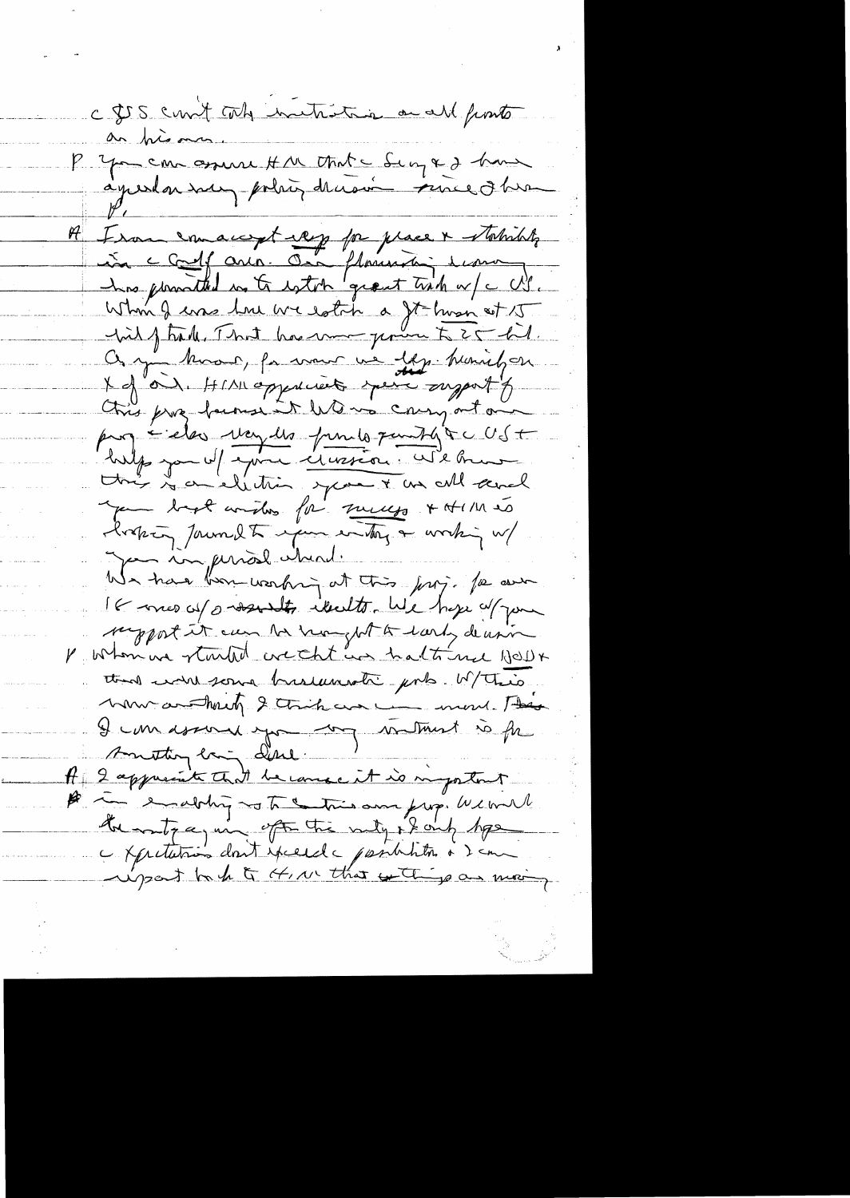c SS can't take initiative on all fronts on his own.

P You can assure HIM that c Secy & I have agreed on every policy decision since I have been P.

A Iran can accept resp for peace & stability in c Gulf area. Our planning commission has permitted us to estab great trade w/ c US. When I was here we estab a Jt Comm at 15 bil of trade. That has now grown to 25 bil. As you know, for more we dep. heavily on X of oil. HIM appreciates your support of this prog because it lets us carry out our prog & also vary the funds & quantity to c US & help you w/ your recession. We know this is an election year & we all send you best wishes for success & HIM is looking forward to your visiting & working w/ you in personal [illegible].

We have been working at this proj. for over 18 mos w/o results. We hope w/ your support it can be brought to early decision.

P When we started we thought we had the [illegible] & there were some bureaucratic probs. W/ this new authority I think we can move. I can assure you my instinct is for something being done.

A I appreciate that because it is important in enabling us to continue our prog. We would be [illegible] after the entry & only hope c expectations don't exceed c possibilities & I can report back to HIM that things are moving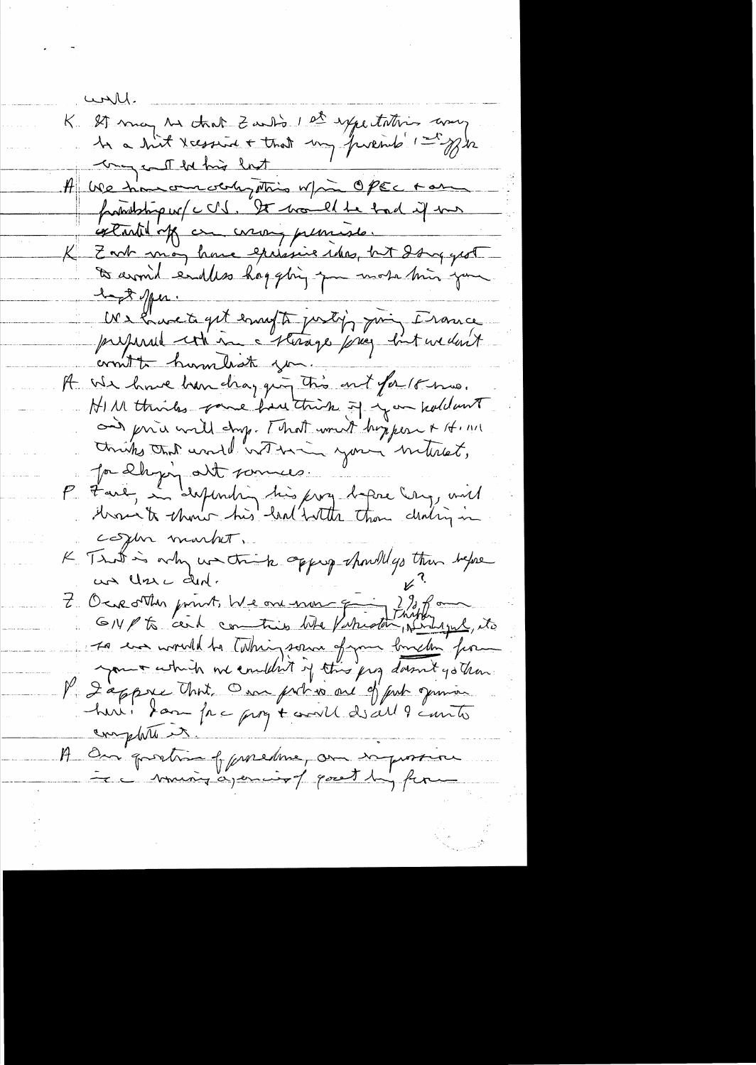well.

K. It may be that Zahedi's 1st expectations may be a bit excessive + that my friends' 1st offer may not be his last.

A. We have our obligations w/in OPEC + our friendship w/ US. It would be bad if we started off on wrong premise.

K. Zahedi may have excessive ideas, but I suggest to avoid endless haggling you make him your best offer.

We have to get enough to justify giving France preferred oth in a storage prog but we don't want to humiliate you.

A. We have been dragging this out for 18 mos. HIM thinks some here think if you hold out oil price will drop. That won't happen + HIM thinks that would not be in your interest, for developing alt sources.

P. Dave, in defending his prog before Cong, will have to show his deal better than dealing in open market.

K. That is why we think oppy should go thru before we close deal.

Z. One other point. We are now giving 2% of our GNP to aid countries like Pakistan, Nepal, etc. So we would be taking some of your burden from you + which we couldn't if this prog doesn't go thru.

P. I agree that. One problem one of pub opinion here. I am for prog + will do all I can to complete it.

A. Our question of procedure, our impression is a running agency of great help from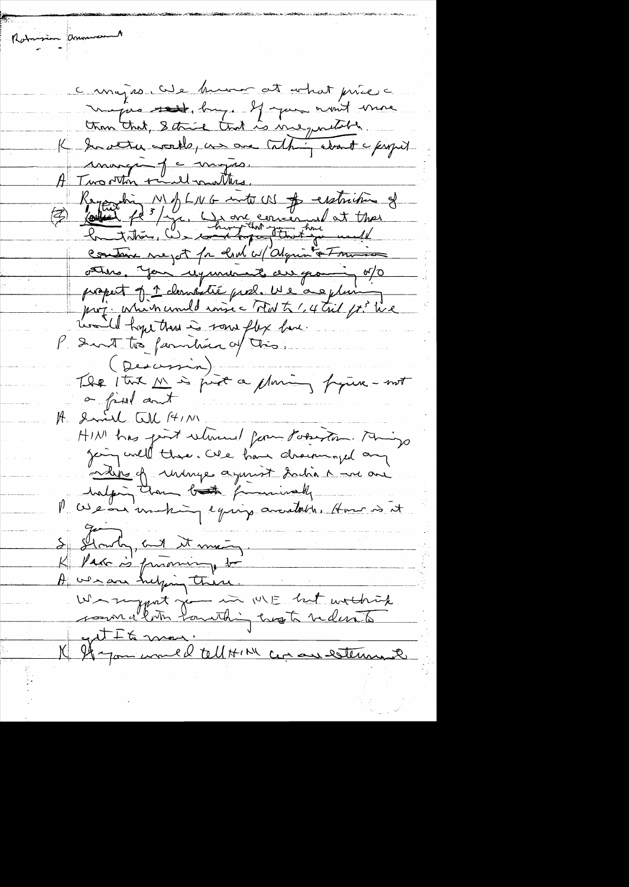Robinson announcement

c majors. We know at what price c majors ~~sell~~, buy. If you want more than that, I think that is unnegotiable.

K In other words, we are talking about c profit margin of c majors.

A Two other small matters.

Regarding M of LNG into US ~~&~~ restriction of ~~(illeg)~~ ~~(B)~~ [trill] ft³/yr. We are concerned at these limitations. We ~~would hope~~ hope that you [have] would consider re-jct for deal w/ Algeria & Indonesia others. Your requirements are growing w/o prospect of ↑ domestic prod. We are planning proj. which would raise total to 1.4 tril ft.³ We would hope there is some flex here.

P I ant too familiar w/ this.

(Discussion)

The 1 tril M is just a planning figure – not a fixed amt

A I will tell HIM.

HIM has just returned from Pakistan. Things going well there. We have discouraged any notion of revenge against India & we are helping them both financially

P We are making equips available. How is it going.

S Slowly, but it moving.

K Pak is promising to

A We are helping there.

We support you in ME but we think some action something has to be done to get I to move.

K If you would tell HIM we are determined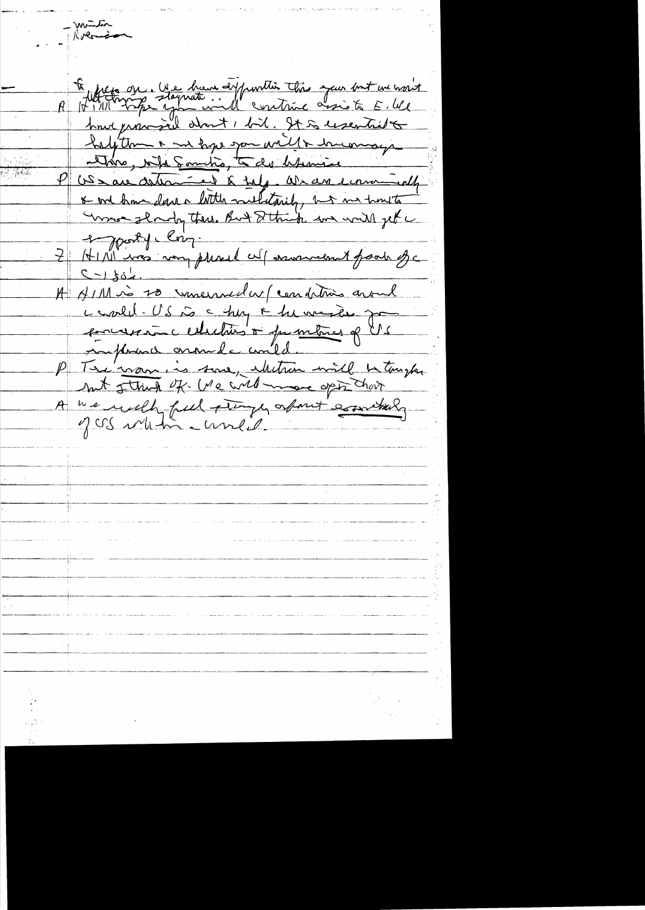– Muster
– Romania

A To press on. We have difficulties this year but we won't stagnate. I hope you will continue assist to E. We have promised a lot, but it is essential to help them & we hope you will encourage others, like Sanchez, to do likewise.

P We are determined to help. We are economically & we have done a little militarily, but we have to move slowly there. But I think we will get a supporty cong.

Z HIM was very pleased w/ announcement food for C-130's.

A HIM is so concerned w/ conditions around world. US is a key & he worries you are so concerned w/ elections & functions of US influence around world.

P True now, is sure, election will be tougher but I think OK. We will move after that.

A We really feel strongly about essentiality of US role in world.